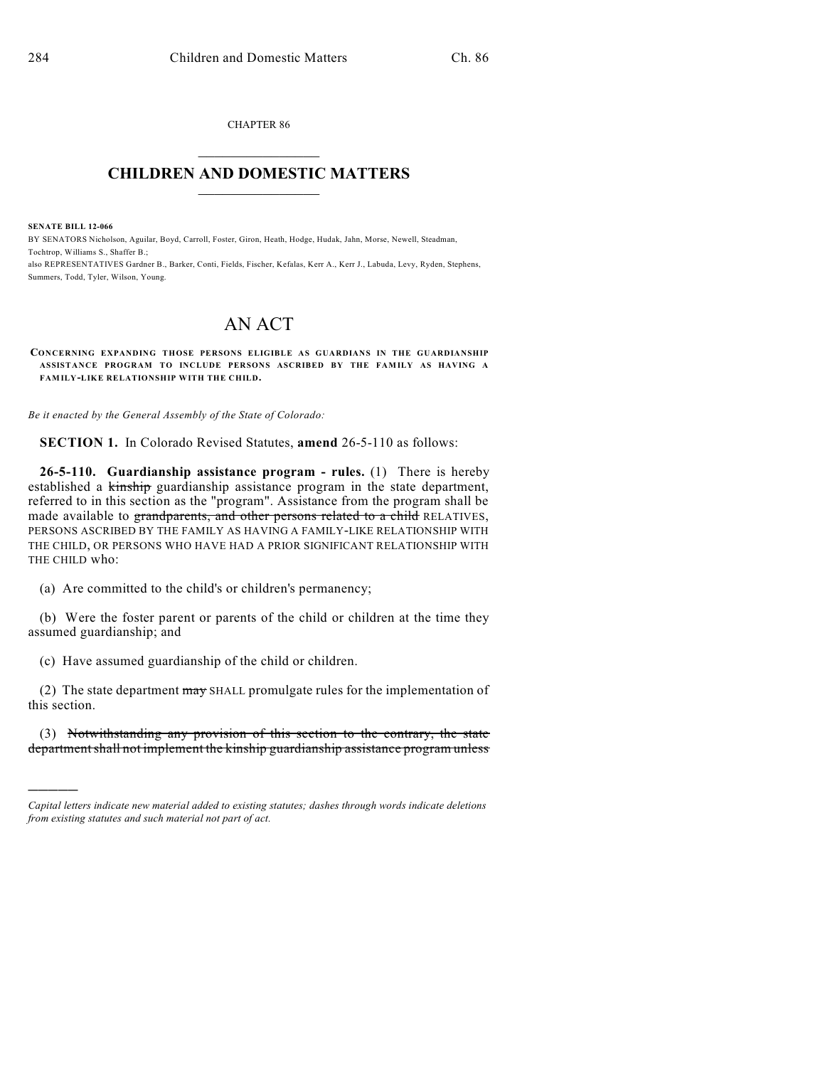CHAPTER 86

# CHILDREN AND DOMESTIC MATTERS

**SENATE BILL 12-066**

BY SENATORS Nicholson, Aguilar, Boyd, Carroll, Foster, Giron, Heath, Hodge, Hudak, Jahn, Morse, Newell, Steadman, Tochtrop, Williams S., Shaffer B.;

also REPRESENTATIVES Gardner B., Barker, Conti, Fields, Fischer, Kefalas, Kerr A., Kerr J., Labuda, Levy, Ryden, Stephens, Summers, Todd, Tyler, Wilson, Young.

# AN ACT

**CONCERNING EXPANDING THOSE PERSONS ELIGIBLE AS GUARDIANS IN THE GUARDIANSHIP ASSISTANCE PROGRAM TO INCLUDE PERSONS ASCRIBED BY THE FAMILY AS HAVING A FAMILY-LIKE RELATIONSHIP WITH THE CHILD.**

*Be it enacted by the General Assembly of the State of Colorado:*

**SECTION 1.** In Colorado Revised Statutes, **amend** 26-5-110 as follows:

**26-5-110. Guardianship assistance program - rules.** (1) There is hereby established a ~~kinship~~ guardianship assistance program in the state department, referred to in this section as the "program". Assistance from the program shall be made available to ~~grandparents, and other persons related to a child~~ RELATIVES, PERSONS ASCRIBED BY THE FAMILY AS HAVING A FAMILY-LIKE RELATIONSHIP WITH THE CHILD, OR PERSONS WHO HAVE HAD A PRIOR SIGNIFICANT RELATIONSHIP WITH THE CHILD who:

(a) Are committed to the child's or children's permanency;

(b) Were the foster parent or parents of the child or children at the time they assumed guardianship; and

(c) Have assumed guardianship of the child or children.

(2) The state department ~~may~~ SHALL promulgate rules for the implementation of this section.

(3) ~~Notwithstanding any provision of this section to the contrary, the state department shall not implement the kinship guardianship assistance program unless~~

*Capital letters indicate new material added to existing statutes; dashes through words indicate deletions from existing statutes and such material not part of act.*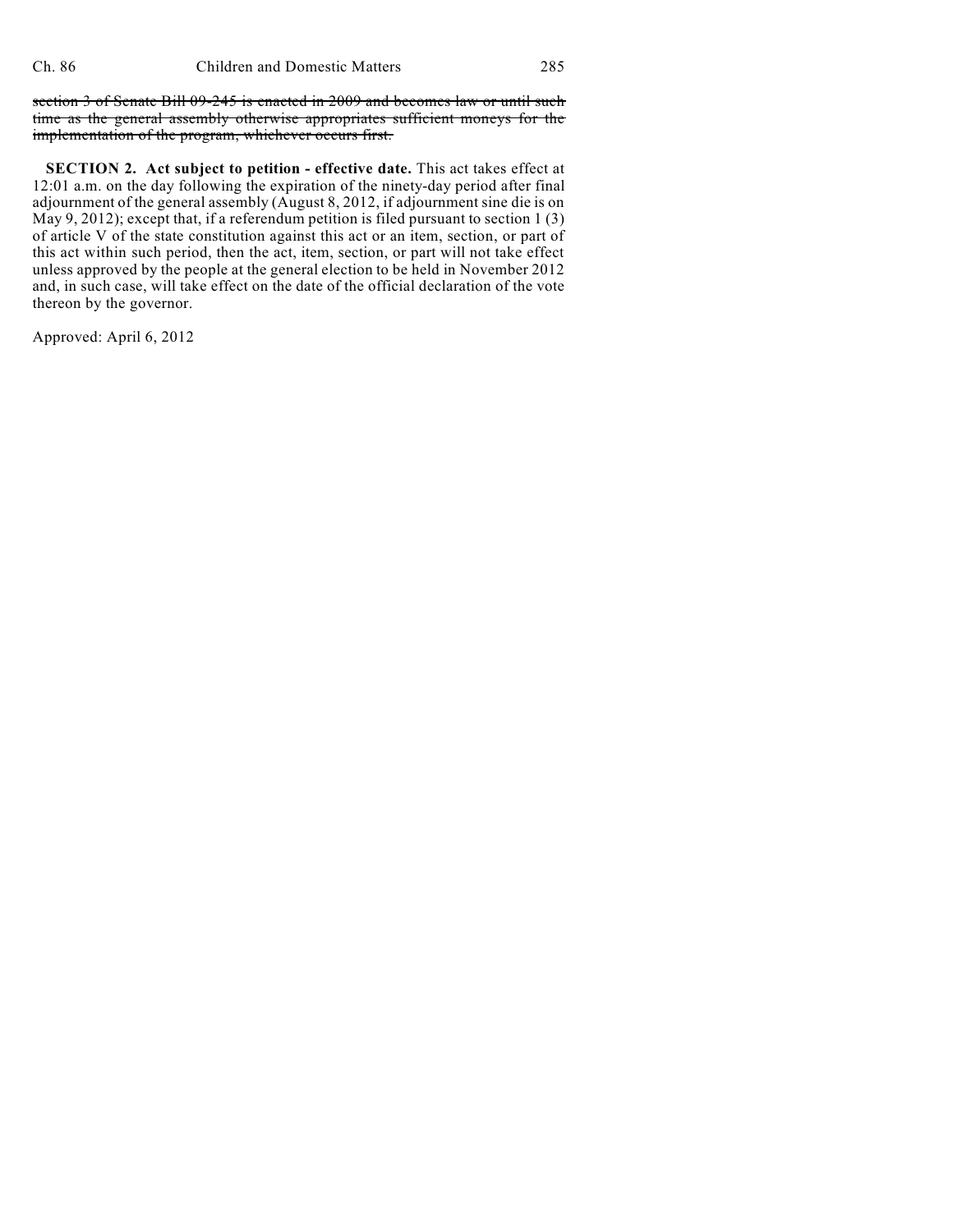~~section 3 of Senate Bill 09-245 is enacted in 2009 and becomes law or until such time as the general assembly otherwise appropriates sufficient moneys for the implementation of the program, whichever occurs first.~~

**SECTION 2. Act subject to petition - effective date.** This act takes effect at 12:01 a.m. on the day following the expiration of the ninety-day period after final adjournment of the general assembly (August 8, 2012, if adjournment sine die is on May 9, 2012); except that, if a referendum petition is filed pursuant to section 1 (3) of article V of the state constitution against this act or an item, section, or part of this act within such period, then the act, item, section, or part will not take effect unless approved by the people at the general election to be held in November 2012 and, in such case, will take effect on the date of the official declaration of the vote thereon by the governor.

Approved: April 6, 2012